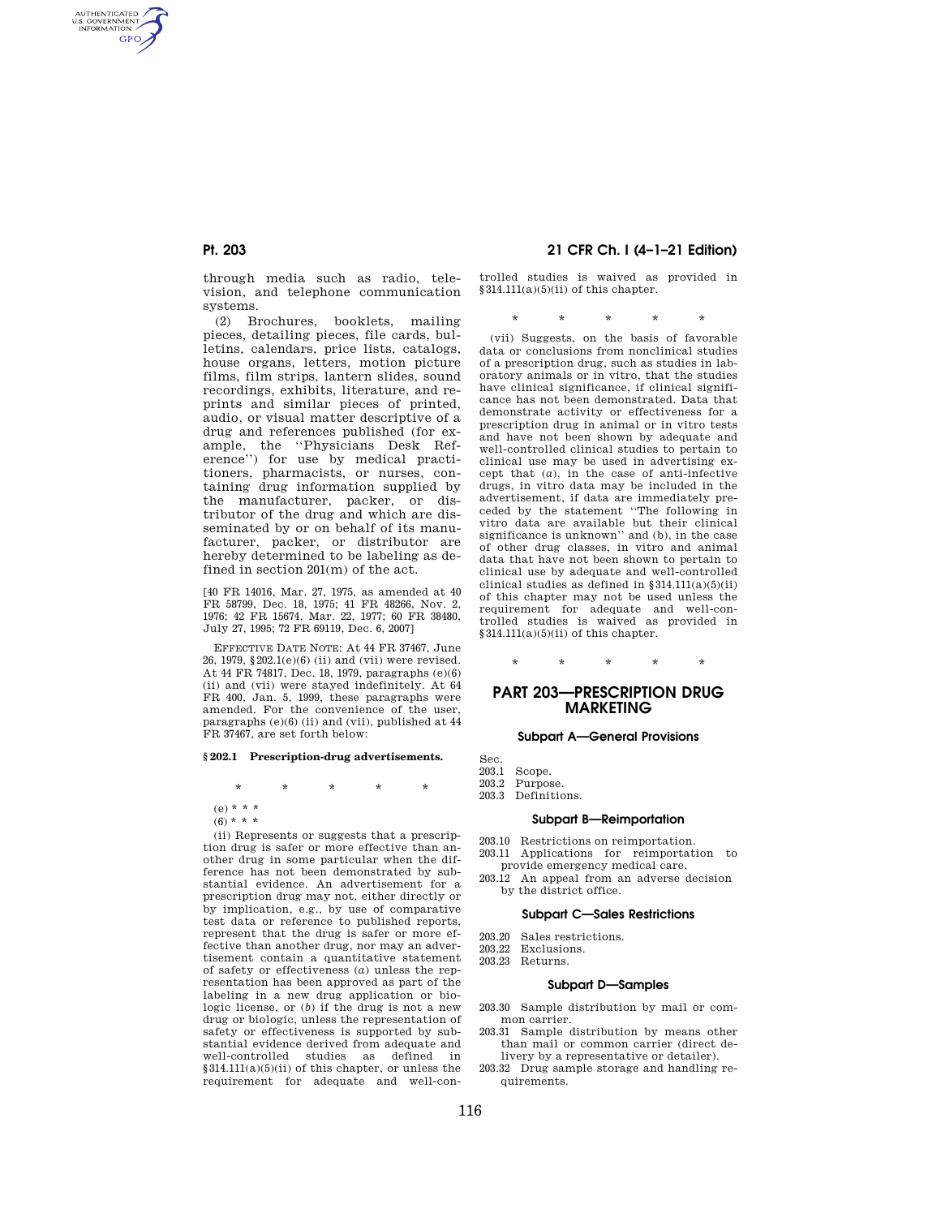through media such as radio, television, and telephone communication systems.

(2) Brochures, booklets, mailing pieces, detailing pieces, file cards, bulletins, calendars, price lists, catalogs, house organs, letters, motion picture films, film strips, lantern slides, sound recordings, exhibits, literature, and reprints and similar pieces of printed, audio, or visual matter descriptive of a drug and references published (for example, the ''Physicians Desk Reference'') for use by medical practitioners, pharmacists, or nurses, containing drug information supplied by the manufacturer, packer, or distributor of the drug and which are disseminated by or on behalf of its manufacturer, packer, or distributor are hereby determined to be labeling as defined in section 201(m) of the act.

[40 FR 14016, Mar. 27, 1975, as amended at 40 FR 58799, Dec. 18, 1975; 41 FR 48266, Nov. 2, 1976; 42 FR 15674, Mar. 22, 1977; 60 FR 38480, July 27, 1995; 72 FR 69119, Dec. 6, 2007]

EFFECTIVE DATE NOTE: At 44 FR 37467, June 26, 1979, §202.1(e)(6) (ii) and (vii) were revised. At 44 FR 74817, Dec. 18, 1979, paragraphs (e)(6) (ii) and (vii) were stayed indefinitely. At 64 FR 400, Jan. 5, 1999, these paragraphs were amended. For the convenience of the user, paragraphs (e)(6) (ii) and (vii), published at 44 FR 37467, are set forth below:

**§ 202.1 Prescription-drug advertisements.**

\* \* \* \* \*

(e) \* \* \*

(6) \* \* \*

(ii) Represents or suggests that a prescription drug is safer or more effective than another drug in some particular when the difference has not been demonstrated by substantial evidence. An advertisement for a prescription drug may not, either directly or by implication, e.g., by use of comparative test data or reference to published reports, represent that the drug is safer or more effective than another drug, nor may an advertisement contain a quantitative statement of safety or effectiveness (*a*) unless the representation has been approved as part of the labeling in a new drug application or biologic license, or (*b*) if the drug is not a new drug or biologic, unless the representation of safety or effectiveness is supported by substantial evidence derived from adequate and well-controlled studies as defined in §314.111(a)(5)(ii) of this chapter, or unless the requirement for adequate and well-controlled studies is waived as provided in §314.111(a)(5)(ii) of this chapter.

\* \* \* \* \*

(vii) Suggests, on the basis of favorable data or conclusions from nonclinical studies of a prescription drug, such as studies in laboratory animals or in vitro, that the studies have clinical significance, if clinical significance has not been demonstrated. Data that demonstrate activity or effectiveness for a prescription drug in animal or in vitro tests and have not been shown by adequate and well-controlled clinical studies to pertain to clinical use may be used in advertising except that (*a*), in the case of anti-infective drugs, in vitro data may be included in the advertisement, if data are immediately preceded by the statement ''The following in vitro data are available but their clinical significance is unknown'' and (b), in the case of other drug classes, in vitro and animal data that have not been shown to pertain to clinical use by adequate and well-controlled clinical studies as defined in §314.111(a)(5)(ii) of this chapter may not be used unless the requirement for adequate and well-controlled studies is waived as provided in §314.111(a)(5)(ii) of this chapter.

\* \* \* \* \*

# PART 203—PRESCRIPTION DRUG MARKETING

## Subpart A—General Provisions

Sec.
203.1 Scope.
203.2 Purpose.
203.3 Definitions.

## Subpart B—Reimportation

203.10 Restrictions on reimportation.
203.11 Applications for reimportation to provide emergency medical care.
203.12 An appeal from an adverse decision by the district office.

## Subpart C—Sales Restrictions

203.20 Sales restrictions.
203.22 Exclusions.
203.23 Returns.

## Subpart D—Samples

203.30 Sample distribution by mail or common carrier.
203.31 Sample distribution by means other than mail or common carrier (direct delivery by a representative or detailer).
203.32 Drug sample storage and handling requirements.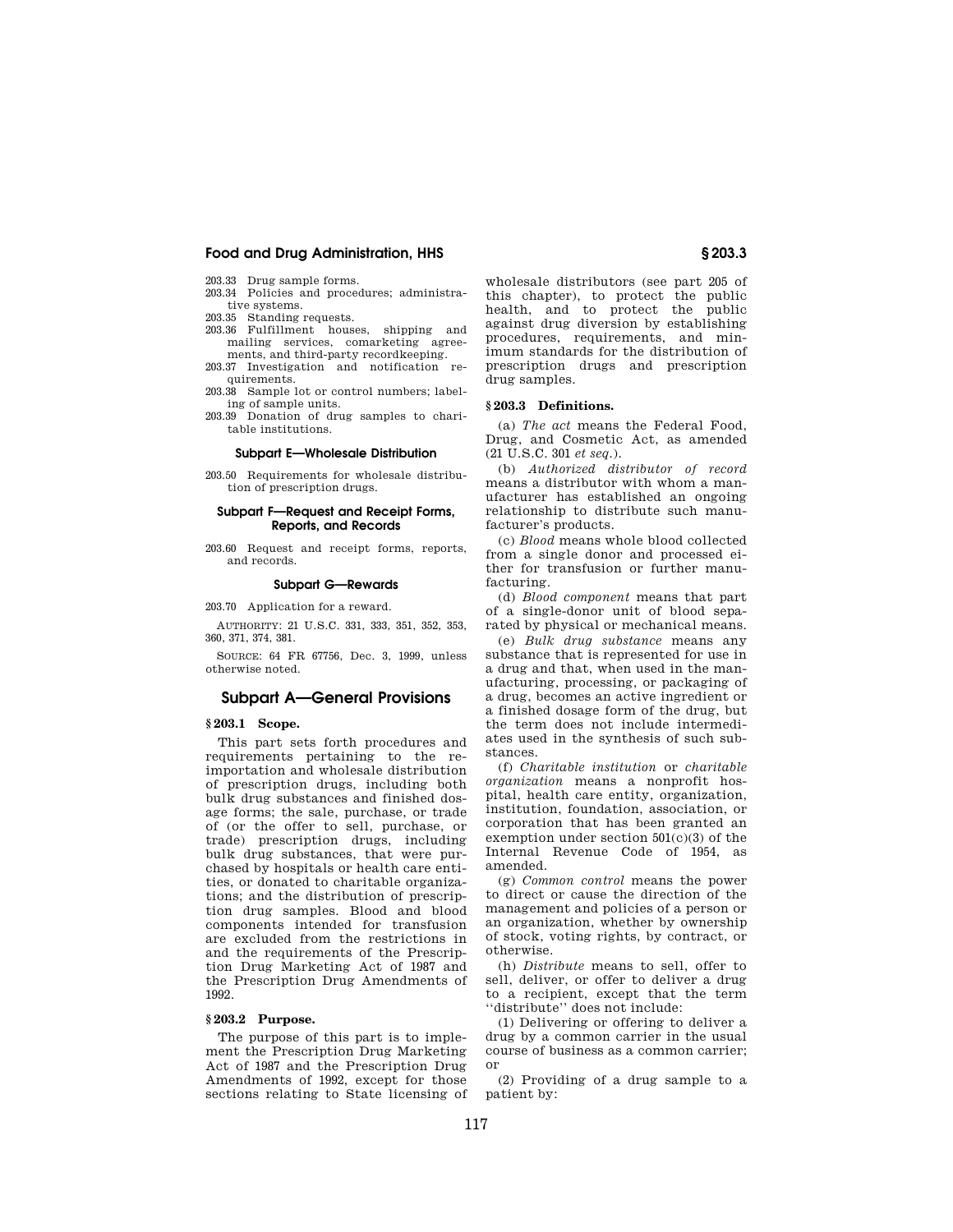203.33 Drug sample forms.
203.34 Policies and procedures; administrative systems.
203.35 Standing requests.
203.36 Fulfillment houses, shipping and mailing services, comarketing agreements, and third-party recordkeeping.
203.37 Investigation and notification requirements.
203.38 Sample lot or control numbers; labeling of sample units.
203.39 Donation of drug samples to charitable institutions.

#### Subpart E—Wholesale Distribution

203.50 Requirements for wholesale distribution of prescription drugs.

#### Subpart F—Request and Receipt Forms, Reports, and Records

203.60 Request and receipt forms, reports, and records.

#### Subpart G—Rewards

203.70 Application for a reward.

AUTHORITY: 21 U.S.C. 331, 333, 351, 352, 353, 360, 371, 374, 381.

SOURCE: 64 FR 67756, Dec. 3, 1999, unless otherwise noted.

## Subpart A—General Provisions

### § 203.1 Scope.

This part sets forth procedures and requirements pertaining to the reimportation and wholesale distribution of prescription drugs, including both bulk drug substances and finished dosage forms; the sale, purchase, or trade of (or the offer to sell, purchase, or trade) prescription drugs, including bulk drug substances, that were purchased by hospitals or health care entities, or donated to charitable organizations; and the distribution of prescription drug samples. Blood and blood components intended for transfusion are excluded from the restrictions in and the requirements of the Prescription Drug Marketing Act of 1987 and the Prescription Drug Amendments of 1992.

### § 203.2 Purpose.

The purpose of this part is to implement the Prescription Drug Marketing Act of 1987 and the Prescription Drug Amendments of 1992, except for those sections relating to State licensing of wholesale distributors (see part 205 of this chapter), to protect the public health, and to protect the public against drug diversion by establishing procedures, requirements, and minimum standards for the distribution of prescription drugs and prescription drug samples.

### § 203.3 Definitions.

(a) *The act* means the Federal Food, Drug, and Cosmetic Act, as amended (21 U.S.C. 301 *et seq.*).

(b) *Authorized distributor of record* means a distributor with whom a manufacturer has established an ongoing relationship to distribute such manufacturer's products.

(c) *Blood* means whole blood collected from a single donor and processed either for transfusion or further manufacturing.

(d) *Blood component* means that part of a single-donor unit of blood separated by physical or mechanical means.

(e) *Bulk drug substance* means any substance that is represented for use in a drug and that, when used in the manufacturing, processing, or packaging of a drug, becomes an active ingredient or a finished dosage form of the drug, but the term does not include intermediates used in the synthesis of such substances.

(f) *Charitable institution* or *charitable organization* means a nonprofit hospital, health care entity, organization, institution, foundation, association, or corporation that has been granted an exemption under section 501(c)(3) of the Internal Revenue Code of 1954, as amended.

(g) *Common control* means the power to direct or cause the direction of the management and policies of a person or an organization, whether by ownership of stock, voting rights, by contract, or otherwise.

(h) *Distribute* means to sell, offer to sell, deliver, or offer to deliver a drug to a recipient, except that the term ''distribute'' does not include:

(1) Delivering or offering to deliver a drug by a common carrier in the usual course of business as a common carrier; or

(2) Providing of a drug sample to a patient by: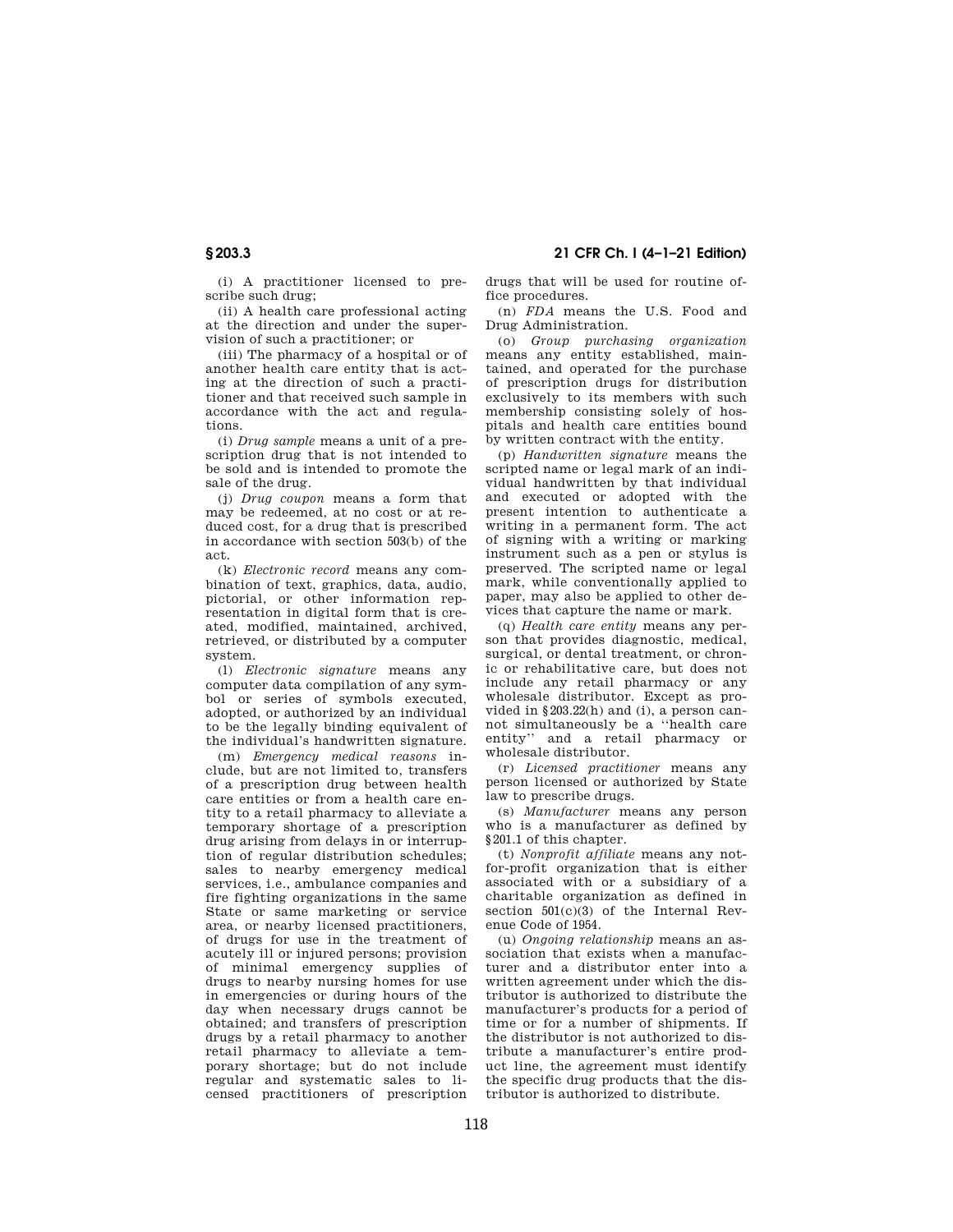(i) A practitioner licensed to prescribe such drug;

(ii) A health care professional acting at the direction and under the supervision of such a practitioner; or

(iii) The pharmacy of a hospital or of another health care entity that is acting at the direction of such a practitioner and that received such sample in accordance with the act and regulations.

(i) *Drug sample* means a unit of a prescription drug that is not intended to be sold and is intended to promote the sale of the drug.

(j) *Drug coupon* means a form that may be redeemed, at no cost or at reduced cost, for a drug that is prescribed in accordance with section 503(b) of the act.

(k) *Electronic record* means any combination of text, graphics, data, audio, pictorial, or other information representation in digital form that is created, modified, maintained, archived, retrieved, or distributed by a computer system.

(l) *Electronic signature* means any computer data compilation of any symbol or series of symbols executed, adopted, or authorized by an individual to be the legally binding equivalent of the individual's handwritten signature.

(m) *Emergency medical reasons* include, but are not limited to, transfers of a prescription drug between health care entities or from a health care entity to a retail pharmacy to alleviate a temporary shortage of a prescription drug arising from delays in or interruption of regular distribution schedules; sales to nearby emergency medical services, i.e., ambulance companies and fire fighting organizations in the same State or same marketing or service area, or nearby licensed practitioners, of drugs for use in the treatment of acutely ill or injured persons; provision of minimal emergency supplies of drugs to nearby nursing homes for use in emergencies or during hours of the day when necessary drugs cannot be obtained; and transfers of prescription drugs by a retail pharmacy to another retail pharmacy to alleviate a temporary shortage; but do not include regular and systematic sales to licensed practitioners of prescription drugs that will be used for routine office procedures.

(n) *FDA* means the U.S. Food and Drug Administration.

(o) *Group purchasing organization* means any entity established, maintained, and operated for the purchase of prescription drugs for distribution exclusively to its members with such membership consisting solely of hospitals and health care entities bound by written contract with the entity.

(p) *Handwritten signature* means the scripted name or legal mark of an individual handwritten by that individual and executed or adopted with the present intention to authenticate a writing in a permanent form. The act of signing with a writing or marking instrument such as a pen or stylus is preserved. The scripted name or legal mark, while conventionally applied to paper, may also be applied to other devices that capture the name or mark.

(q) *Health care entity* means any person that provides diagnostic, medical, surgical, or dental treatment, or chronic or rehabilitative care, but does not include any retail pharmacy or any wholesale distributor. Except as provided in §203.22(h) and (i), a person cannot simultaneously be a "health care entity" and a retail pharmacy or wholesale distributor.

(r) *Licensed practitioner* means any person licensed or authorized by State law to prescribe drugs.

(s) *Manufacturer* means any person who is a manufacturer as defined by §201.1 of this chapter.

(t) *Nonprofit affiliate* means any not-for-profit organization that is either associated with or a subsidiary of a charitable organization as defined in section 501(c)(3) of the Internal Revenue Code of 1954.

(u) *Ongoing relationship* means an association that exists when a manufacturer and a distributor enter into a written agreement under which the distributor is authorized to distribute the manufacturer's products for a period of time or for a number of shipments. If the distributor is not authorized to distribute a manufacturer's entire product line, the agreement must identify the specific drug products that the distributor is authorized to distribute.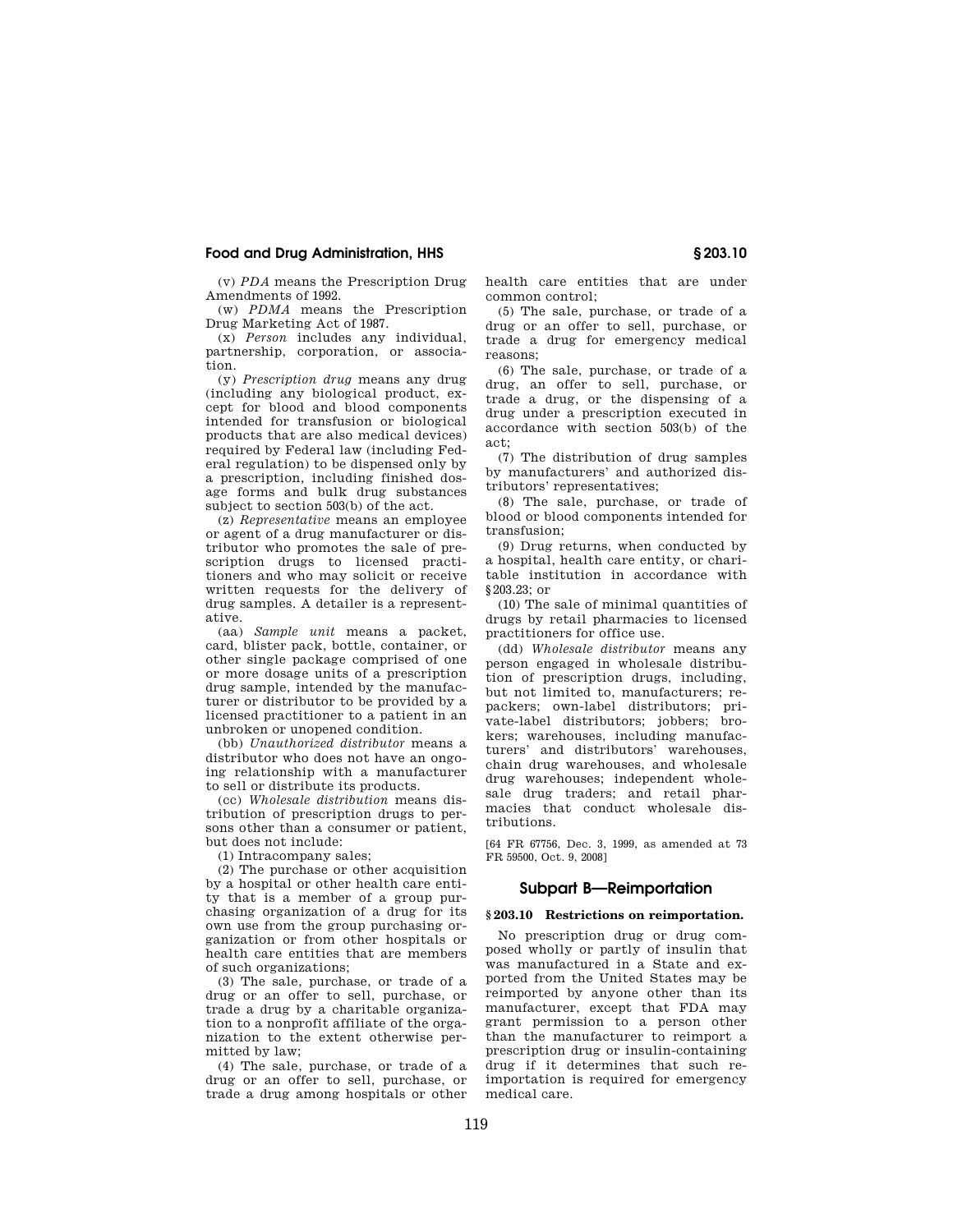(v) *PDA* means the Prescription Drug Amendments of 1992.

(w) *PDMA* means the Prescription Drug Marketing Act of 1987.

(x) *Person* includes any individual, partnership, corporation, or association.

(y) *Prescription drug* means any drug (including any biological product, except for blood and blood components intended for transfusion or biological products that are also medical devices) required by Federal law (including Federal regulation) to be dispensed only by a prescription, including finished dosage forms and bulk drug substances subject to section 503(b) of the act.

(z) *Representative* means an employee or agent of a drug manufacturer or distributor who promotes the sale of prescription drugs to licensed practitioners and who may solicit or receive written requests for the delivery of drug samples. A detailer is a representative.

(aa) *Sample unit* means a packet, card, blister pack, bottle, container, or other single package comprised of one or more dosage units of a prescription drug sample, intended by the manufacturer or distributor to be provided by a licensed practitioner to a patient in an unbroken or unopened condition.

(bb) *Unauthorized distributor* means a distributor who does not have an ongoing relationship with a manufacturer to sell or distribute its products.

(cc) *Wholesale distribution* means distribution of prescription drugs to persons other than a consumer or patient, but does not include:

(1) Intracompany sales;

(2) The purchase or other acquisition by a hospital or other health care entity that is a member of a group purchasing organization of a drug for its own use from the group purchasing organization or from other hospitals or health care entities that are members of such organizations;

(3) The sale, purchase, or trade of a drug or an offer to sell, purchase, or trade a drug by a charitable organization to a nonprofit affiliate of the organization to the extent otherwise permitted by law;

(4) The sale, purchase, or trade of a drug or an offer to sell, purchase, or trade a drug among hospitals or other health care entities that are under common control;

(5) The sale, purchase, or trade of a drug or an offer to sell, purchase, or trade a drug for emergency medical reasons;

(6) The sale, purchase, or trade of a drug, an offer to sell, purchase, or trade a drug, or the dispensing of a drug under a prescription executed in accordance with section 503(b) of the act;

(7) The distribution of drug samples by manufacturers' and authorized distributors' representatives;

(8) The sale, purchase, or trade of blood or blood components intended for transfusion;

(9) Drug returns, when conducted by a hospital, health care entity, or charitable institution in accordance with §203.23; or

(10) The sale of minimal quantities of drugs by retail pharmacies to licensed practitioners for office use.

(dd) *Wholesale distributor* means any person engaged in wholesale distribution of prescription drugs, including, but not limited to, manufacturers; repackers; own-label distributors; private-label distributors; jobbers; brokers; warehouses, including manufacturers' and distributors' warehouses, chain drug warehouses, and wholesale drug warehouses; independent wholesale drug traders; and retail pharmacies that conduct wholesale distributions.

[64 FR 67756, Dec. 3, 1999, as amended at 73 FR 59500, Oct. 9, 2008]

## Subpart B—Reimportation

### §203.10 Restrictions on reimportation.

No prescription drug or drug composed wholly or partly of insulin that was manufactured in a State and exported from the United States may be reimported by anyone other than its manufacturer, except that FDA may grant permission to a person other than the manufacturer to reimport a prescription drug or insulin-containing drug if it determines that such reimportation is required for emergency medical care.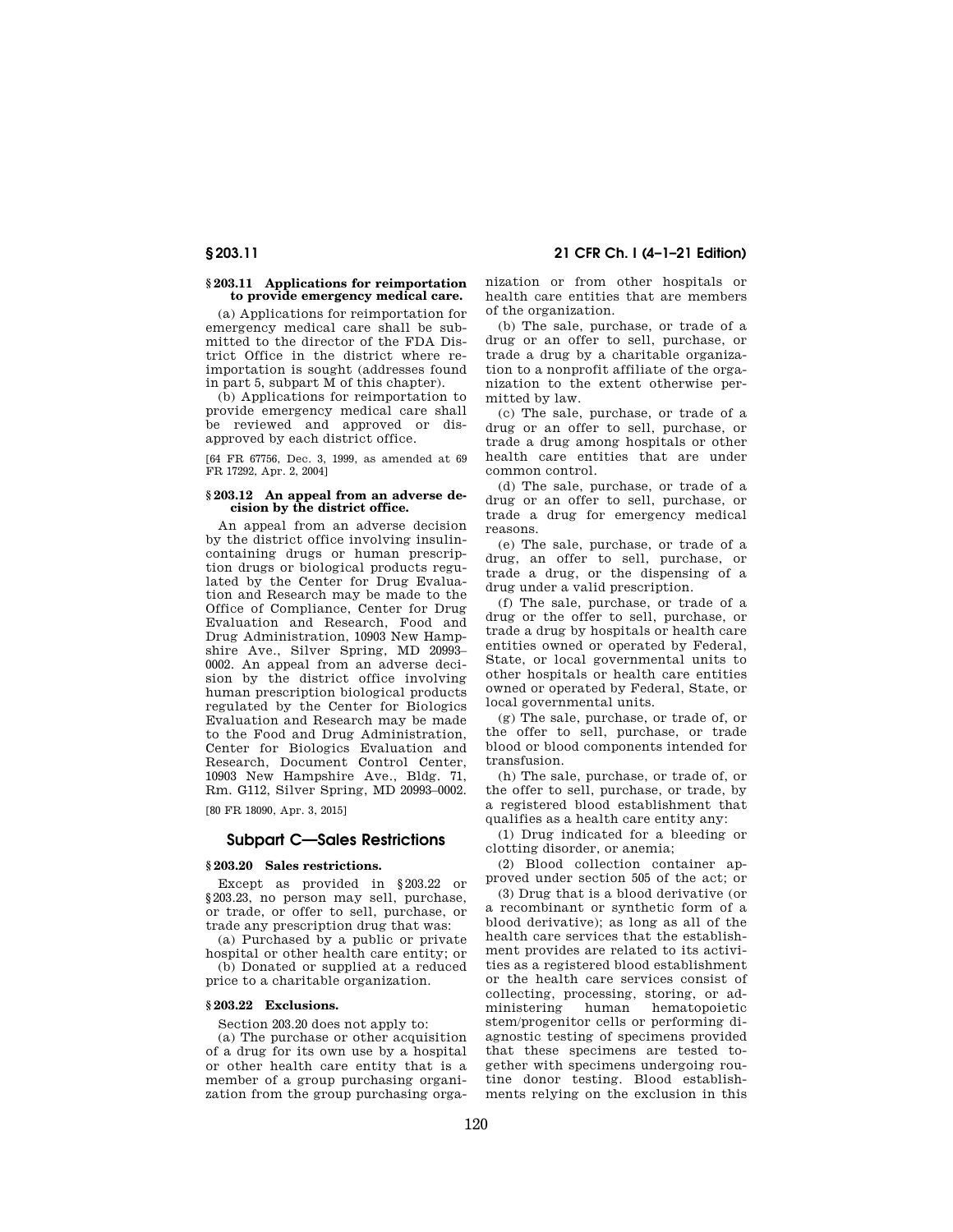### § 203.11 Applications for reimportation to provide emergency medical care.

(a) Applications for reimportation for emergency medical care shall be submitted to the director of the FDA District Office in the district where reimportation is sought (addresses found in part 5, subpart M of this chapter).

(b) Applications for reimportation to provide emergency medical care shall be reviewed and approved or disapproved by each district office.

[64 FR 67756, Dec. 3, 1999, as amended at 69 FR 17292, Apr. 2, 2004]

### § 203.12 An appeal from an adverse decision by the district office.

An appeal from an adverse decision by the district office involving insulin-containing drugs or human prescription drugs or biological products regulated by the Center for Drug Evaluation and Research may be made to the Office of Compliance, Center for Drug Evaluation and Research, Food and Drug Administration, 10903 New Hampshire Ave., Silver Spring, MD 20993–0002. An appeal from an adverse decision by the district office involving human prescription biological products regulated by the Center for Biologics Evaluation and Research may be made to the Food and Drug Administration, Center for Biologics Evaluation and Research, Document Control Center, 10903 New Hampshire Ave., Bldg. 71, Rm. G112, Silver Spring, MD 20993–0002.

[80 FR 18090, Apr. 3, 2015]

## Subpart C—Sales Restrictions

### § 203.20 Sales restrictions.

Except as provided in § 203.22 or § 203.23, no person may sell, purchase, or trade, or offer to sell, purchase, or trade any prescription drug that was:

(a) Purchased by a public or private hospital or other health care entity; or

(b) Donated or supplied at a reduced price to a charitable organization.

### § 203.22 Exclusions.

Section 203.20 does not apply to:

(a) The purchase or other acquisition of a drug for its own use by a hospital or other health care entity that is a member of a group purchasing organization from the group purchasing organization or from other hospitals or health care entities that are members of the organization.

(b) The sale, purchase, or trade of a drug or an offer to sell, purchase, or trade a drug by a charitable organization to a nonprofit affiliate of the organization to the extent otherwise permitted by law.

(c) The sale, purchase, or trade of a drug or an offer to sell, purchase, or trade a drug among hospitals or other health care entities that are under common control.

(d) The sale, purchase, or trade of a drug or an offer to sell, purchase, or trade a drug for emergency medical reasons.

(e) The sale, purchase, or trade of a drug, an offer to sell, purchase, or trade a drug, or the dispensing of a drug under a valid prescription.

(f) The sale, purchase, or trade of a drug or the offer to sell, purchase, or trade a drug by hospitals or health care entities owned or operated by Federal, State, or local governmental units to other hospitals or health care entities owned or operated by Federal, State, or local governmental units.

(g) The sale, purchase, or trade of, or the offer to sell, purchase, or trade blood or blood components intended for transfusion.

(h) The sale, purchase, or trade of, or the offer to sell, purchase, or trade, by a registered blood establishment that qualifies as a health care entity any:

(1) Drug indicated for a bleeding or clotting disorder, or anemia;

(2) Blood collection container approved under section 505 of the act; or

(3) Drug that is a blood derivative (or a recombinant or synthetic form of a blood derivative); as long as all of the health care services that the establishment provides are related to its activities as a registered blood establishment or the health care services consist of collecting, processing, storing, or administering human hematopoietic stem/progenitor cells or performing diagnostic testing of specimens provided that these specimens are tested together with specimens undergoing routine donor testing. Blood establishments relying on the exclusion in this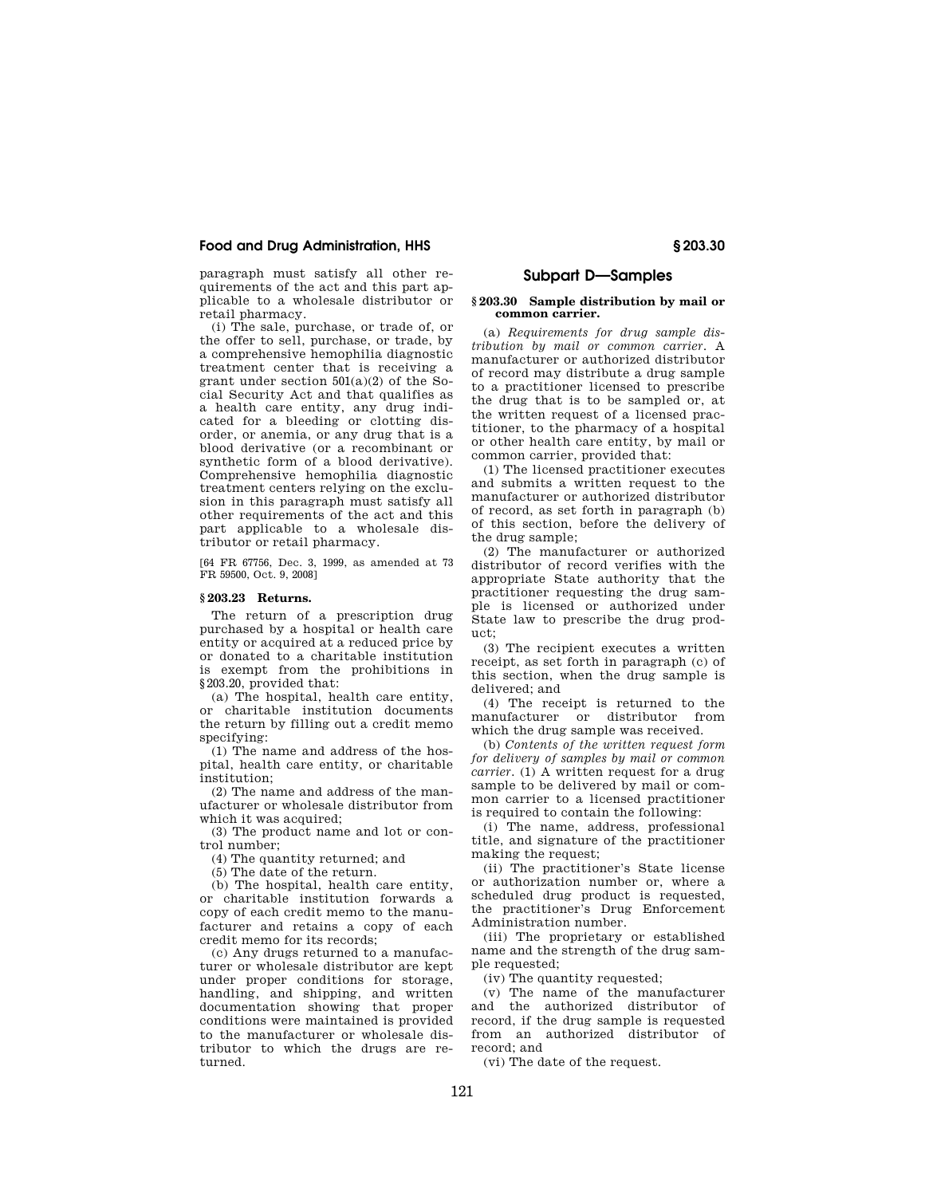paragraph must satisfy all other requirements of the act and this part applicable to a wholesale distributor or retail pharmacy.

(i) The sale, purchase, or trade of, or the offer to sell, purchase, or trade, by a comprehensive hemophilia diagnostic treatment center that is receiving a grant under section 501(a)(2) of the Social Security Act and that qualifies as a health care entity, any drug indicated for a bleeding or clotting disorder, or anemia, or any drug that is a blood derivative (or a recombinant or synthetic form of a blood derivative). Comprehensive hemophilia diagnostic treatment centers relying on the exclusion in this paragraph must satisfy all other requirements of the act and this part applicable to a wholesale distributor or retail pharmacy.

[64 FR 67756, Dec. 3, 1999, as amended at 73 FR 59500, Oct. 9, 2008]

### § 203.23 Returns.

The return of a prescription drug purchased by a hospital or health care entity or acquired at a reduced price by or donated to a charitable institution is exempt from the prohibitions in §203.20, provided that:

(a) The hospital, health care entity, or charitable institution documents the return by filling out a credit memo specifying:

(1) The name and address of the hospital, health care entity, or charitable institution;

(2) The name and address of the manufacturer or wholesale distributor from which it was acquired;

(3) The product name and lot or control number;

(4) The quantity returned; and

(5) The date of the return.

(b) The hospital, health care entity, or charitable institution forwards a copy of each credit memo to the manufacturer and retains a copy of each credit memo for its records;

(c) Any drugs returned to a manufacturer or wholesale distributor are kept under proper conditions for storage, handling, and shipping, and written documentation showing that proper conditions were maintained is provided to the manufacturer or wholesale distributor to which the drugs are returned.

## Subpart D—Samples

### § 203.30 Sample distribution by mail or common carrier.

(a) *Requirements for drug sample distribution by mail or common carrier.* A manufacturer or authorized distributor of record may distribute a drug sample to a practitioner licensed to prescribe the drug that is to be sampled or, at the written request of a licensed practitioner, to the pharmacy of a hospital or other health care entity, by mail or common carrier, provided that:

(1) The licensed practitioner executes and submits a written request to the manufacturer or authorized distributor of record, as set forth in paragraph (b) of this section, before the delivery of the drug sample;

(2) The manufacturer or authorized distributor of record verifies with the appropriate State authority that the practitioner requesting the drug sample is licensed or authorized under State law to prescribe the drug product;

(3) The recipient executes a written receipt, as set forth in paragraph (c) of this section, when the drug sample is delivered; and

(4) The receipt is returned to the manufacturer or distributor from which the drug sample was received.

(b) *Contents of the written request form for delivery of samples by mail or common carrier.* (1) A written request for a drug sample to be delivered by mail or common carrier to a licensed practitioner is required to contain the following:

(i) The name, address, professional title, and signature of the practitioner making the request;

(ii) The practitioner's State license or authorization number or, where a scheduled drug product is requested, the practitioner's Drug Enforcement Administration number.

(iii) The proprietary or established name and the strength of the drug sample requested;

(iv) The quantity requested;

(v) The name of the manufacturer and the authorized distributor of record, if the drug sample is requested from an authorized distributor of record; and

(vi) The date of the request.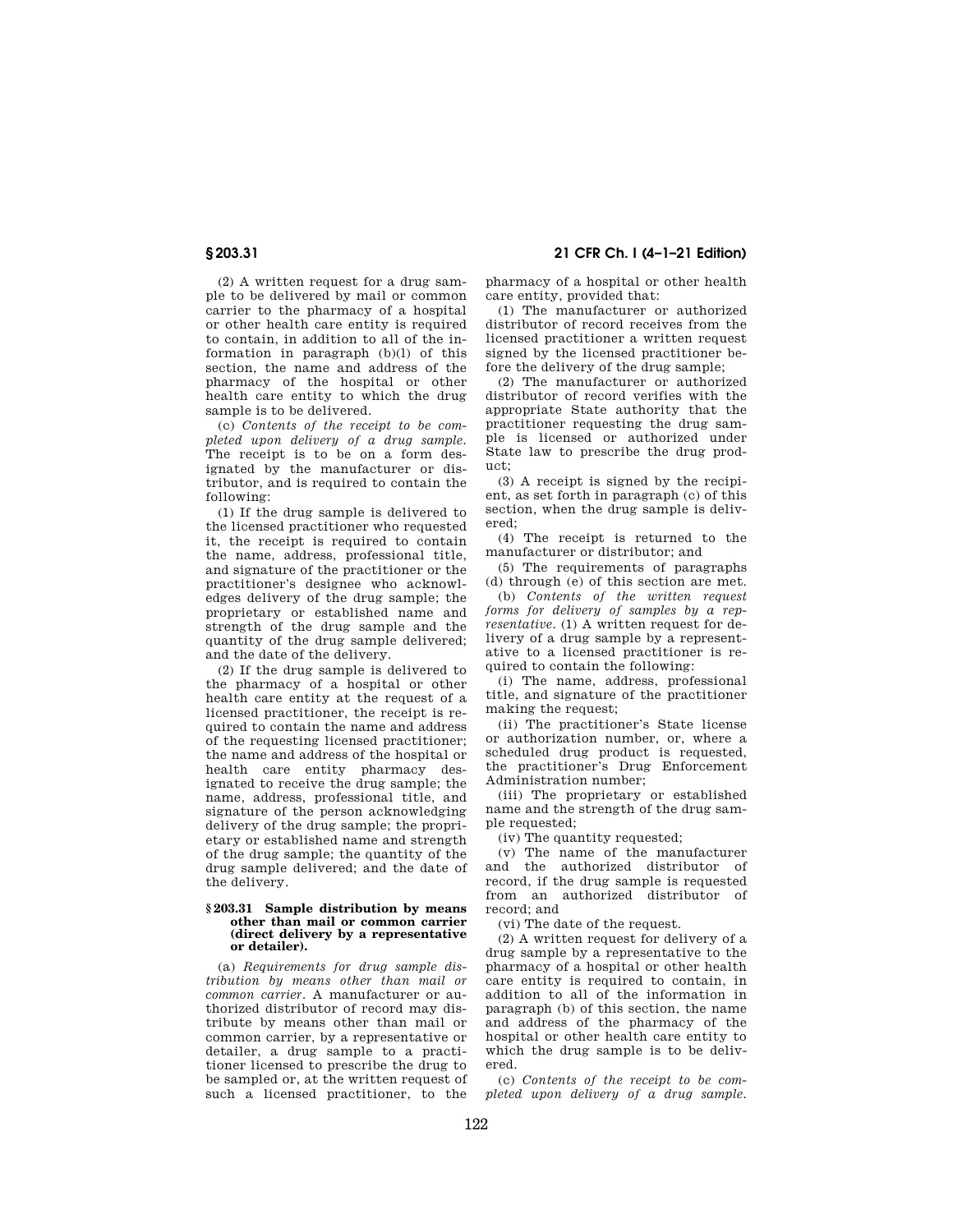(2) A written request for a drug sample to be delivered by mail or common carrier to the pharmacy of a hospital or other health care entity is required to contain, in addition to all of the information in paragraph (b)(l) of this section, the name and address of the pharmacy of the hospital or other health care entity to which the drug sample is to be delivered.

(c) *Contents of the receipt to be completed upon delivery of a drug sample.* The receipt is to be on a form designated by the manufacturer or distributor, and is required to contain the following:

(1) If the drug sample is delivered to the licensed practitioner who requested it, the receipt is required to contain the name, address, professional title, and signature of the practitioner or the practitioner's designee who acknowledges delivery of the drug sample; the proprietary or established name and strength of the drug sample and the quantity of the drug sample delivered; and the date of the delivery.

(2) If the drug sample is delivered to the pharmacy of a hospital or other health care entity at the request of a licensed practitioner, the receipt is required to contain the name and address of the requesting licensed practitioner; the name and address of the hospital or health care entity pharmacy designated to receive the drug sample; the name, address, professional title, and signature of the person acknowledging delivery of the drug sample; the proprietary or established name and strength of the drug sample; the quantity of the drug sample delivered; and the date of the delivery.

### § 203.31 Sample distribution by means other than mail or common carrier (direct delivery by a representative or detailer).

(a) *Requirements for drug sample distribution by means other than mail or common carrier.* A manufacturer or authorized distributor of record may distribute by means other than mail or common carrier, by a representative or detailer, a drug sample to a practitioner licensed to prescribe the drug to be sampled or, at the written request of such a licensed practitioner, to the pharmacy of a hospital or other health care entity, provided that:

(1) The manufacturer or authorized distributor of record receives from the licensed practitioner a written request signed by the licensed practitioner before the delivery of the drug sample;

(2) The manufacturer or authorized distributor of record verifies with the appropriate State authority that the practitioner requesting the drug sample is licensed or authorized under State law to prescribe the drug product;

(3) A receipt is signed by the recipient, as set forth in paragraph (c) of this section, when the drug sample is delivered;

(4) The receipt is returned to the manufacturer or distributor; and

(5) The requirements of paragraphs (d) through (e) of this section are met.

(b) *Contents of the written request forms for delivery of samples by a representative.* (1) A written request for delivery of a drug sample by a representative to a licensed practitioner is required to contain the following:

(i) The name, address, professional title, and signature of the practitioner making the request;

(ii) The practitioner's State license or authorization number, or, where a scheduled drug product is requested, the practitioner's Drug Enforcement Administration number;

(iii) The proprietary or established name and the strength of the drug sample requested;

(iv) The quantity requested;

(v) The name of the manufacturer and the authorized distributor of record, if the drug sample is requested from an authorized distributor of record; and

(vi) The date of the request.

(2) A written request for delivery of a drug sample by a representative to the pharmacy of a hospital or other health care entity is required to contain, in addition to all of the information in paragraph (b) of this section, the name and address of the pharmacy of the hospital or other health care entity to which the drug sample is to be delivered.

(c) *Contents of the receipt to be completed upon delivery of a drug sample.*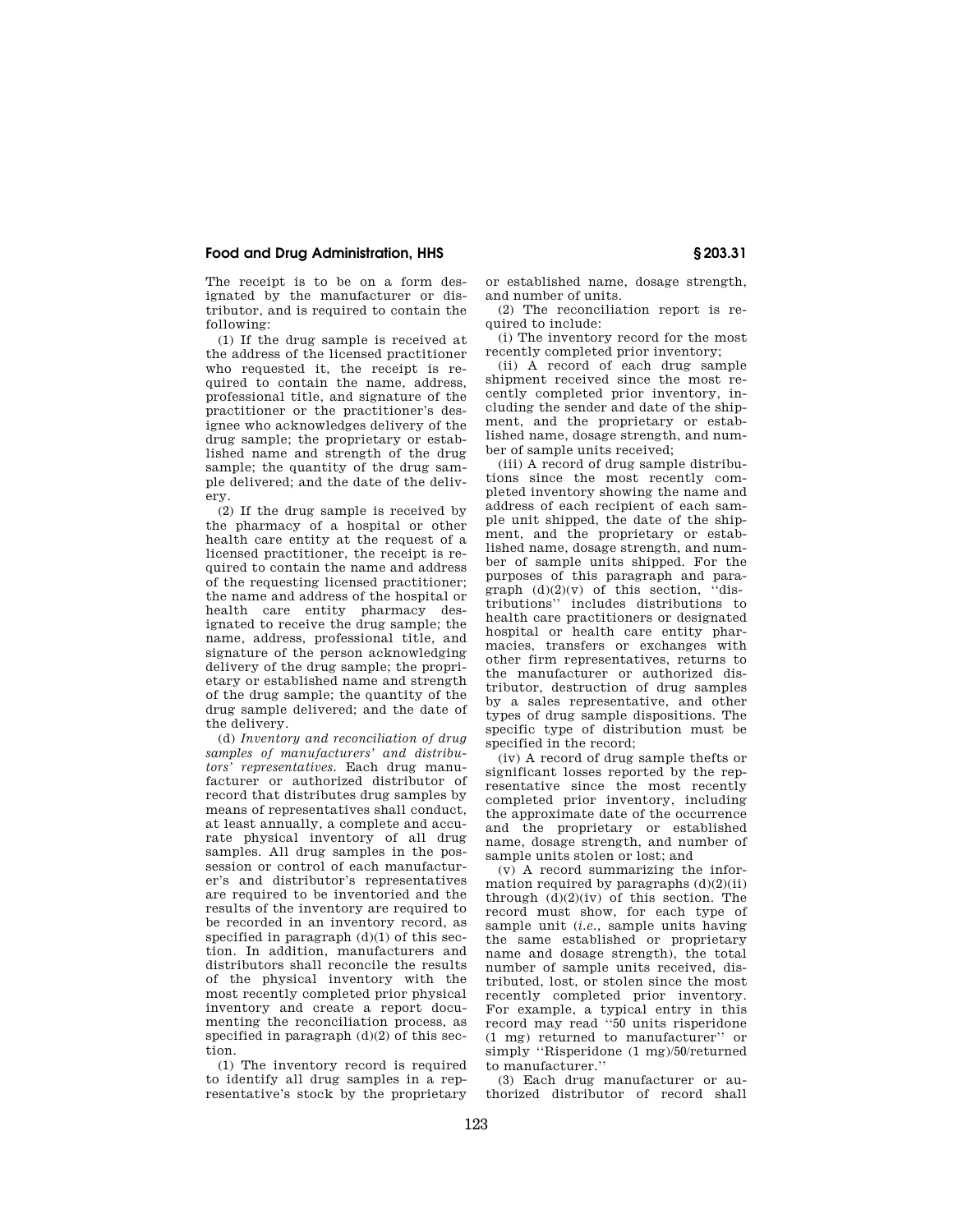The receipt is to be on a form designated by the manufacturer or distributor, and is required to contain the following:

(1) If the drug sample is received at the address of the licensed practitioner who requested it, the receipt is required to contain the name, address, professional title, and signature of the practitioner or the practitioner's designee who acknowledges delivery of the drug sample; the proprietary or established name and strength of the drug sample; the quantity of the drug sample delivered; and the date of the delivery.

(2) If the drug sample is received by the pharmacy of a hospital or other health care entity at the request of a licensed practitioner, the receipt is required to contain the name and address of the requesting licensed practitioner; the name and address of the hospital or health care entity pharmacy designated to receive the drug sample; the name, address, professional title, and signature of the person acknowledging delivery of the drug sample; the proprietary or established name and strength of the drug sample; the quantity of the drug sample delivered; and the date of the delivery.

(d) *Inventory and reconciliation of drug samples of manufacturers' and distributors' representatives.* Each drug manufacturer or authorized distributor of record that distributes drug samples by means of representatives shall conduct, at least annually, a complete and accurate physical inventory of all drug samples. All drug samples in the possession or control of each manufacturer's and distributor's representatives are required to be inventoried and the results of the inventory are required to be recorded in an inventory record, as specified in paragraph (d)(1) of this section. In addition, manufacturers and distributors shall reconcile the results of the physical inventory with the most recently completed prior physical inventory and create a report documenting the reconciliation process, as specified in paragraph (d)(2) of this section.

(1) The inventory record is required to identify all drug samples in a representative's stock by the proprietary or established name, dosage strength, and number of units.

(2) The reconciliation report is required to include:

(i) The inventory record for the most recently completed prior inventory;

(ii) A record of each drug sample shipment received since the most recently completed prior inventory, including the sender and date of the shipment, and the proprietary or established name, dosage strength, and number of sample units received;

(iii) A record of drug sample distributions since the most recently completed inventory showing the name and address of each recipient of each sample unit shipped, the date of the shipment, and the proprietary or established name, dosage strength, and number of sample units shipped. For the purposes of this paragraph and paragraph (d)(2)(v) of this section, "distributions" includes distributions to health care practitioners or designated hospital or health care entity pharmacies, transfers or exchanges with other firm representatives, returns to the manufacturer or authorized distributor, destruction of drug samples by a sales representative, and other types of drug sample dispositions. The specific type of distribution must be specified in the record;

(iv) A record of drug sample thefts or significant losses reported by the representative since the most recently completed prior inventory, including the approximate date of the occurrence and the proprietary or established name, dosage strength, and number of sample units stolen or lost; and

(v) A record summarizing the information required by paragraphs (d)(2)(ii) through (d)(2)(iv) of this section. The record must show, for each type of sample unit (*i.e.*, sample units having the same established or proprietary name and dosage strength), the total number of sample units received, distributed, lost, or stolen since the most recently completed prior inventory. For example, a typical entry in this record may read "50 units risperidone (1 mg) returned to manufacturer" or simply "Risperidone (1 mg)/50/returned to manufacturer."

(3) Each drug manufacturer or authorized distributor of record shall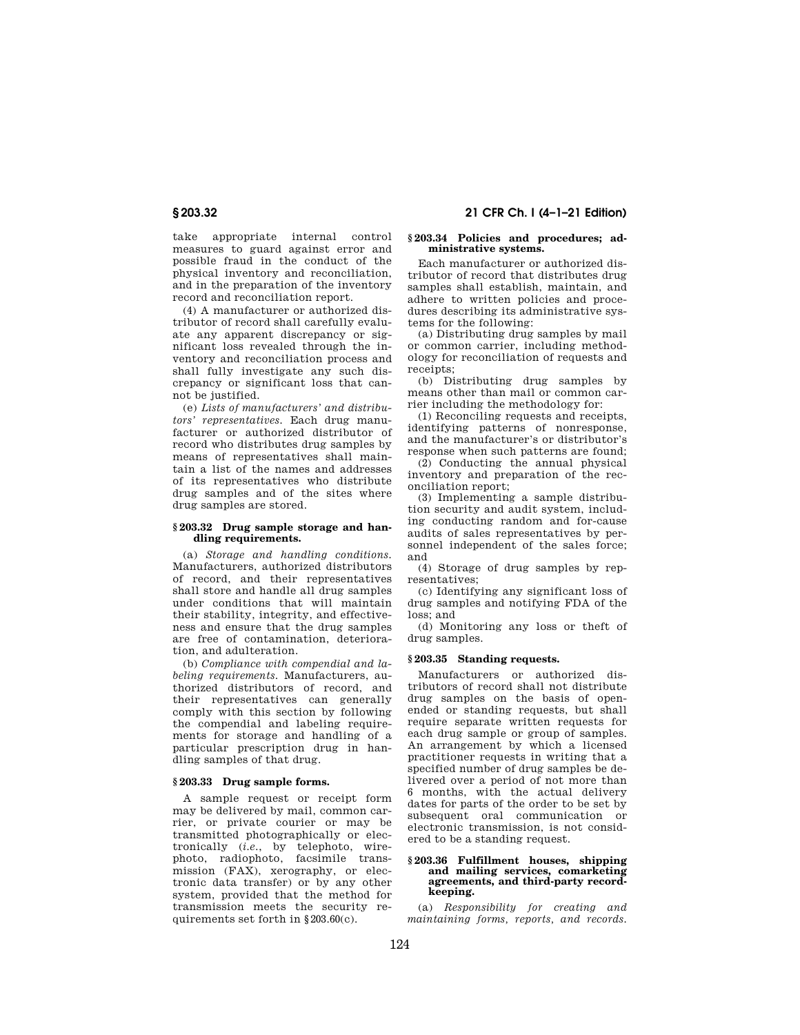take appropriate internal control measures to guard against error and possible fraud in the conduct of the physical inventory and reconciliation, and in the preparation of the inventory record and reconciliation report.

(4) A manufacturer or authorized distributor of record shall carefully evaluate any apparent discrepancy or significant loss revealed through the inventory and reconciliation process and shall fully investigate any such discrepancy or significant loss that cannot be justified.

(e) *Lists of manufacturers' and distributors' representatives.* Each drug manufacturer or authorized distributor of record who distributes drug samples by means of representatives shall maintain a list of the names and addresses of its representatives who distribute drug samples and of the sites where drug samples are stored.

### § 203.32 Drug sample storage and handling requirements.

(a) *Storage and handling conditions.* Manufacturers, authorized distributors of record, and their representatives shall store and handle all drug samples under conditions that will maintain their stability, integrity, and effectiveness and ensure that the drug samples are free of contamination, deterioration, and adulteration.

(b) *Compliance with compendial and labeling requirements.* Manufacturers, authorized distributors of record, and their representatives can generally comply with this section by following the compendial and labeling requirements for storage and handling of a particular prescription drug in handling samples of that drug.

### § 203.33 Drug sample forms.

A sample request or receipt form may be delivered by mail, common carrier, or private courier or may be transmitted photographically or electronically (*i.e.*, by telephoto, wirephoto, radiophoto, facsimile transmission (FAX), xerography, or electronic data transfer) or by any other system, provided that the method for transmission meets the security requirements set forth in § 203.60(c).

### § 203.34 Policies and procedures; administrative systems.

Each manufacturer or authorized distributor of record that distributes drug samples shall establish, maintain, and adhere to written policies and procedures describing its administrative systems for the following:

(a) Distributing drug samples by mail or common carrier, including methodology for reconciliation of requests and receipts;

(b) Distributing drug samples by means other than mail or common carrier including the methodology for:

(1) Reconciling requests and receipts, identifying patterns of nonresponse, and the manufacturer's or distributor's response when such patterns are found;

(2) Conducting the annual physical inventory and preparation of the reconciliation report;

(3) Implementing a sample distribution security and audit system, including conducting random and for-cause audits of sales representatives by personnel independent of the sales force; and

(4) Storage of drug samples by representatives;

(c) Identifying any significant loss of drug samples and notifying FDA of the loss; and

(d) Monitoring any loss or theft of drug samples.

### § 203.35 Standing requests.

Manufacturers or authorized distributors of record shall not distribute drug samples on the basis of open-ended or standing requests, but shall require separate written requests for each drug sample or group of samples. An arrangement by which a licensed practitioner requests in writing that a specified number of drug samples be delivered over a period of not more than 6 months, with the actual delivery dates for parts of the order to be set by subsequent oral communication or electronic transmission, is not considered to be a standing request.

### § 203.36 Fulfillment houses, shipping and mailing services, comarketing agreements, and third-party recordkeeping.

(a) *Responsibility for creating and maintaining forms, reports, and records.*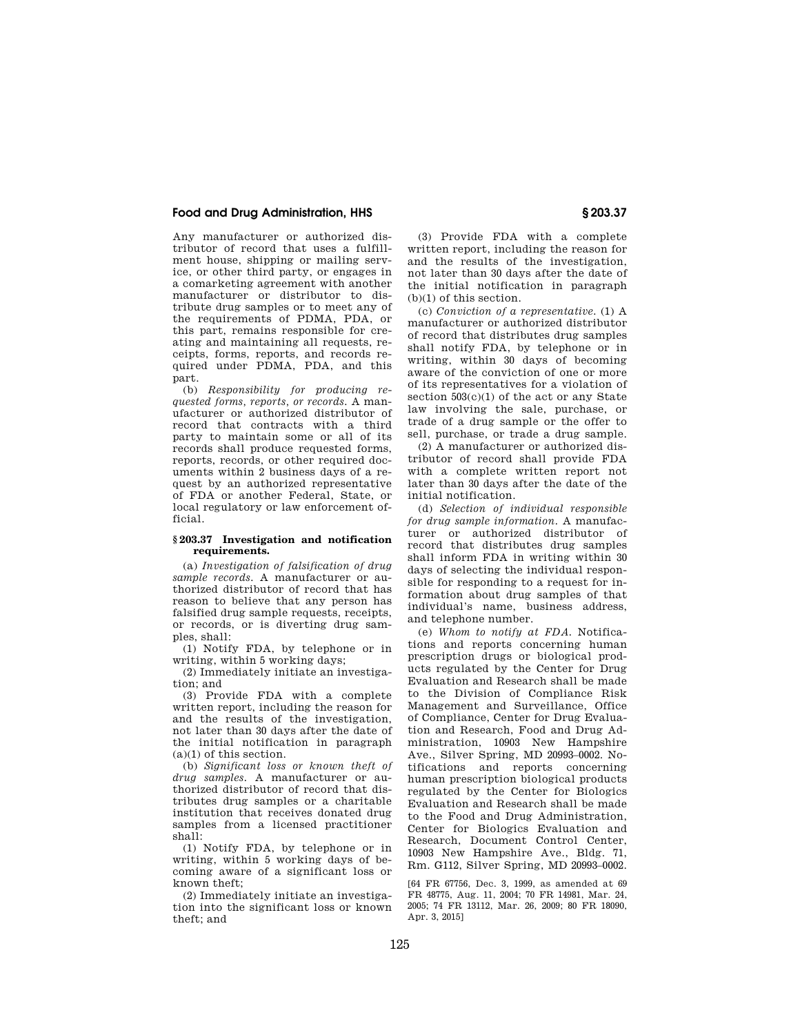Any manufacturer or authorized distributor of record that uses a fulfillment house, shipping or mailing service, or other third party, or engages in a comarketing agreement with another manufacturer or distributor to distribute drug samples or to meet any of the requirements of PDMA, PDA, or this part, remains responsible for creating and maintaining all requests, receipts, forms, reports, and records required under PDMA, PDA, and this part.

(b) *Responsibility for producing requested forms, reports, or records.* A manufacturer or authorized distributor of record that contracts with a third party to maintain some or all of its records shall produce requested forms, reports, records, or other required documents within 2 business days of a request by an authorized representative of FDA or another Federal, State, or local regulatory or law enforcement official.

### § 203.37 Investigation and notification requirements.

(a) *Investigation of falsification of drug sample records.* A manufacturer or authorized distributor of record that has reason to believe that any person has falsified drug sample requests, receipts, or records, or is diverting drug samples, shall:

(1) Notify FDA, by telephone or in writing, within 5 working days;

(2) Immediately initiate an investigation; and

(3) Provide FDA with a complete written report, including the reason for and the results of the investigation, not later than 30 days after the date of the initial notification in paragraph (a)(1) of this section.

(b) *Significant loss or known theft of drug samples.* A manufacturer or authorized distributor of record that distributes drug samples or a charitable institution that receives donated drug samples from a licensed practitioner shall:

(1) Notify FDA, by telephone or in writing, within 5 working days of becoming aware of a significant loss or known theft;

(2) Immediately initiate an investigation into the significant loss or known theft; and

(3) Provide FDA with a complete written report, including the reason for and the results of the investigation, not later than 30 days after the date of the initial notification in paragraph (b)(1) of this section.

(c) *Conviction of a representative.* (1) A manufacturer or authorized distributor of record that distributes drug samples shall notify FDA, by telephone or in writing, within 30 days of becoming aware of the conviction of one or more of its representatives for a violation of section 503(c)(1) of the act or any State law involving the sale, purchase, or trade of a drug sample or the offer to sell, purchase, or trade a drug sample.

(2) A manufacturer or authorized distributor of record shall provide FDA with a complete written report not later than 30 days after the date of the initial notification.

(d) *Selection of individual responsible for drug sample information.* A manufacturer or authorized distributor of record that distributes drug samples shall inform FDA in writing within 30 days of selecting the individual responsible for responding to a request for information about drug samples of that individual's name, business address, and telephone number.

(e) *Whom to notify at FDA.* Notifications and reports concerning human prescription drugs or biological products regulated by the Center for Drug Evaluation and Research shall be made to the Division of Compliance Risk Management and Surveillance, Office of Compliance, Center for Drug Evaluation and Research, Food and Drug Administration, 10903 New Hampshire Ave., Silver Spring, MD 20993–0002. Notifications and reports concerning human prescription biological products regulated by the Center for Biologics Evaluation and Research shall be made to the Food and Drug Administration, Center for Biologics Evaluation and Research, Document Control Center, 10903 New Hampshire Ave., Bldg. 71, Rm. G112, Silver Spring, MD 20993–0002.

[64 FR 67756, Dec. 3, 1999, as amended at 69 FR 48775, Aug. 11, 2004; 70 FR 14981, Mar. 24, 2005; 74 FR 13112, Mar. 26, 2009; 80 FR 18090, Apr. 3, 2015]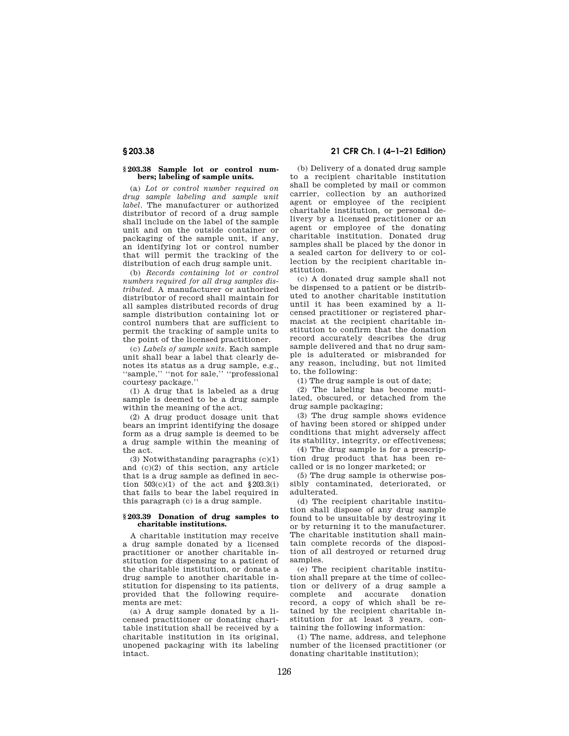### § 203.38 Sample lot or control numbers; labeling of sample units.

(a) *Lot or control number required on drug sample labeling and sample unit label.* The manufacturer or authorized distributor of record of a drug sample shall include on the label of the sample unit and on the outside container or packaging of the sample unit, if any, an identifying lot or control number that will permit the tracking of the distribution of each drug sample unit.

(b) *Records containing lot or control numbers required for all drug samples distributed.* A manufacturer or authorized distributor of record shall maintain for all samples distributed records of drug sample distribution containing lot or control numbers that are sufficient to permit the tracking of sample units to the point of the licensed practitioner.

(c) *Labels of sample units.* Each sample unit shall bear a label that clearly denotes its status as a drug sample, e.g., ''sample,'' ''not for sale,'' ''professional courtesy package.''

(1) A drug that is labeled as a drug sample is deemed to be a drug sample within the meaning of the act.

(2) A drug product dosage unit that bears an imprint identifying the dosage form as a drug sample is deemed to be a drug sample within the meaning of the act.

(3) Notwithstanding paragraphs (c)(1) and (c)(2) of this section, any article that is a drug sample as defined in section 503(c)(1) of the act and §203.3(i) that fails to bear the label required in this paragraph (c) is a drug sample.

### § 203.39 Donation of drug samples to charitable institutions.

A charitable institution may receive a drug sample donated by a licensed practitioner or another charitable institution for dispensing to a patient of the charitable institution, or donate a drug sample to another charitable institution for dispensing to its patients, provided that the following requirements are met:

(a) A drug sample donated by a licensed practitioner or donating charitable institution shall be received by a charitable institution in its original, unopened packaging with its labeling intact.

(b) Delivery of a donated drug sample to a recipient charitable institution shall be completed by mail or common carrier, collection by an authorized agent or employee of the recipient charitable institution, or personal delivery by a licensed practitioner or an agent or employee of the donating charitable institution. Donated drug samples shall be placed by the donor in a sealed carton for delivery to or collection by the recipient charitable institution.

(c) A donated drug sample shall not be dispensed to a patient or be distributed to another charitable institution until it has been examined by a licensed practitioner or registered pharmacist at the recipient charitable institution to confirm that the donation record accurately describes the drug sample delivered and that no drug sample is adulterated or misbranded for any reason, including, but not limited to, the following:

(1) The drug sample is out of date;

(2) The labeling has become mutilated, obscured, or detached from the drug sample packaging;

(3) The drug sample shows evidence of having been stored or shipped under conditions that might adversely affect its stability, integrity, or effectiveness;

(4) The drug sample is for a prescription drug product that has been recalled or is no longer marketed; or

(5) The drug sample is otherwise possibly contaminated, deteriorated, or adulterated.

(d) The recipient charitable institution shall dispose of any drug sample found to be unsuitable by destroying it or by returning it to the manufacturer. The charitable institution shall maintain complete records of the disposition of all destroyed or returned drug samples.

(e) The recipient charitable institution shall prepare at the time of collection or delivery of a drug sample a complete and accurate donation record, a copy of which shall be retained by the recipient charitable institution for at least 3 years, containing the following information:

(1) The name, address, and telephone number of the licensed practitioner (or donating charitable institution);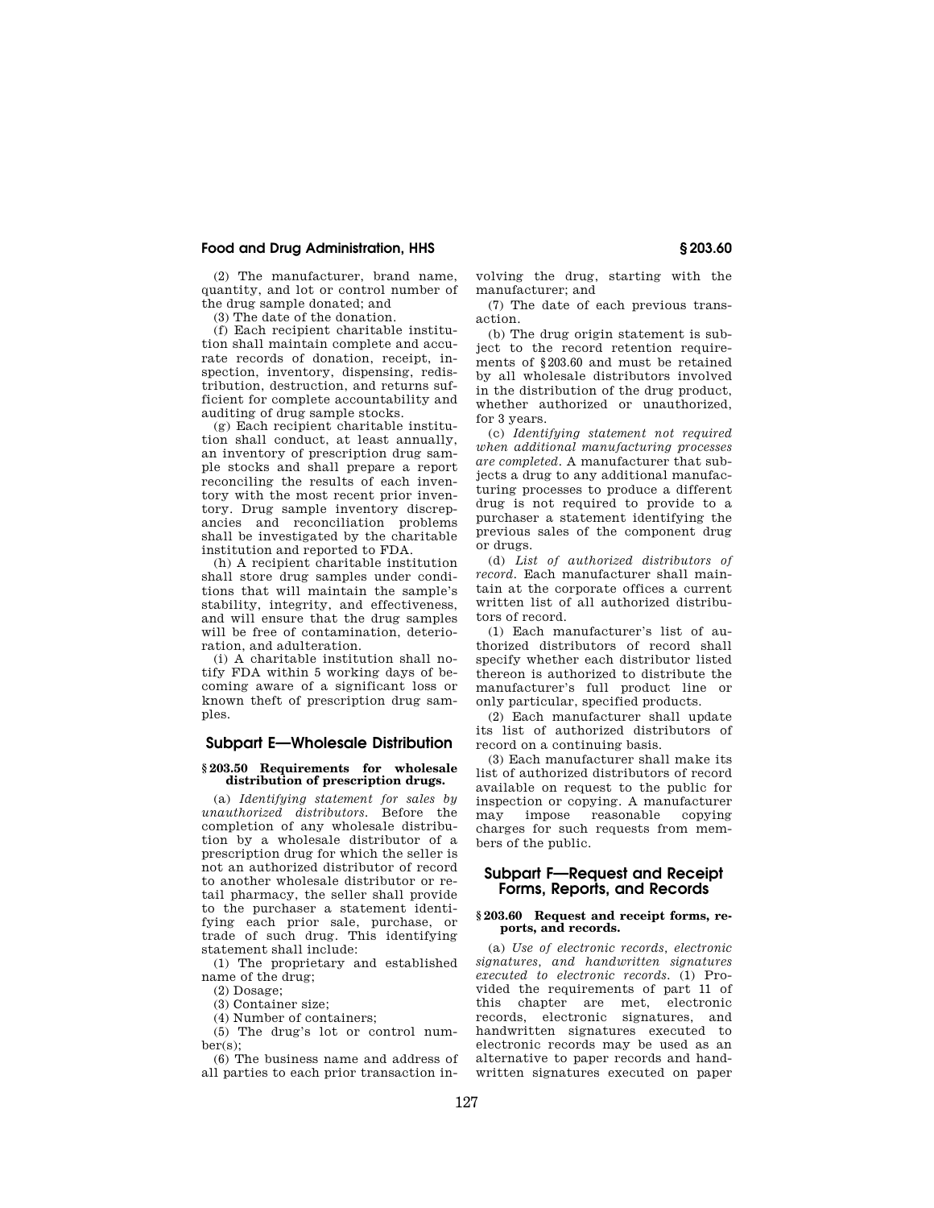(2) The manufacturer, brand name, quantity, and lot or control number of the drug sample donated; and

(3) The date of the donation.

(f) Each recipient charitable institution shall maintain complete and accurate records of donation, receipt, inspection, inventory, dispensing, redistribution, destruction, and returns sufficient for complete accountability and auditing of drug sample stocks.

(g) Each recipient charitable institution shall conduct, at least annually, an inventory of prescription drug sample stocks and shall prepare a report reconciling the results of each inventory with the most recent prior inventory. Drug sample inventory discrepancies and reconciliation problems shall be investigated by the charitable institution and reported to FDA.

(h) A recipient charitable institution shall store drug samples under conditions that will maintain the sample's stability, integrity, and effectiveness, and will ensure that the drug samples will be free of contamination, deterioration, and adulteration.

(i) A charitable institution shall notify FDA within 5 working days of becoming aware of a significant loss or known theft of prescription drug samples.

## Subpart E—Wholesale Distribution

### § 203.50 Requirements for wholesale distribution of prescription drugs.

(a) *Identifying statement for sales by unauthorized distributors.* Before the completion of any wholesale distribution by a wholesale distributor of a prescription drug for which the seller is not an authorized distributor of record to another wholesale distributor or retail pharmacy, the seller shall provide to the purchaser a statement identifying each prior sale, purchase, or trade of such drug. This identifying statement shall include:

(1) The proprietary and established name of the drug;

(2) Dosage;

(3) Container size;

(4) Number of containers;

(5) The drug's lot or control number(s);

(6) The business name and address of all parties to each prior transaction involving the drug, starting with the manufacturer; and

(7) The date of each previous transaction.

(b) The drug origin statement is subject to the record retention requirements of § 203.60 and must be retained by all wholesale distributors involved in the distribution of the drug product, whether authorized or unauthorized, for 3 years.

(c) *Identifying statement not required when additional manufacturing processes are completed.* A manufacturer that subjects a drug to any additional manufacturing processes to produce a different drug is not required to provide to a purchaser a statement identifying the previous sales of the component drug or drugs.

(d) *List of authorized distributors of record.* Each manufacturer shall maintain at the corporate offices a current written list of all authorized distributors of record.

(1) Each manufacturer's list of authorized distributors of record shall specify whether each distributor listed thereon is authorized to distribute the manufacturer's full product line or only particular, specified products.

(2) Each manufacturer shall update its list of authorized distributors of record on a continuing basis.

(3) Each manufacturer shall make its list of authorized distributors of record available on request to the public for inspection or copying. A manufacturer may impose reasonable copying charges for such requests from members of the public.

## Subpart F—Request and Receipt Forms, Reports, and Records

### § 203.60 Request and receipt forms, reports, and records.

(a) *Use of electronic records, electronic signatures, and handwritten signatures executed to electronic records.* (1) Provided the requirements of part 11 of this chapter are met, electronic records, electronic signatures, and handwritten signatures executed to electronic records may be used as an alternative to paper records and handwritten signatures executed on paper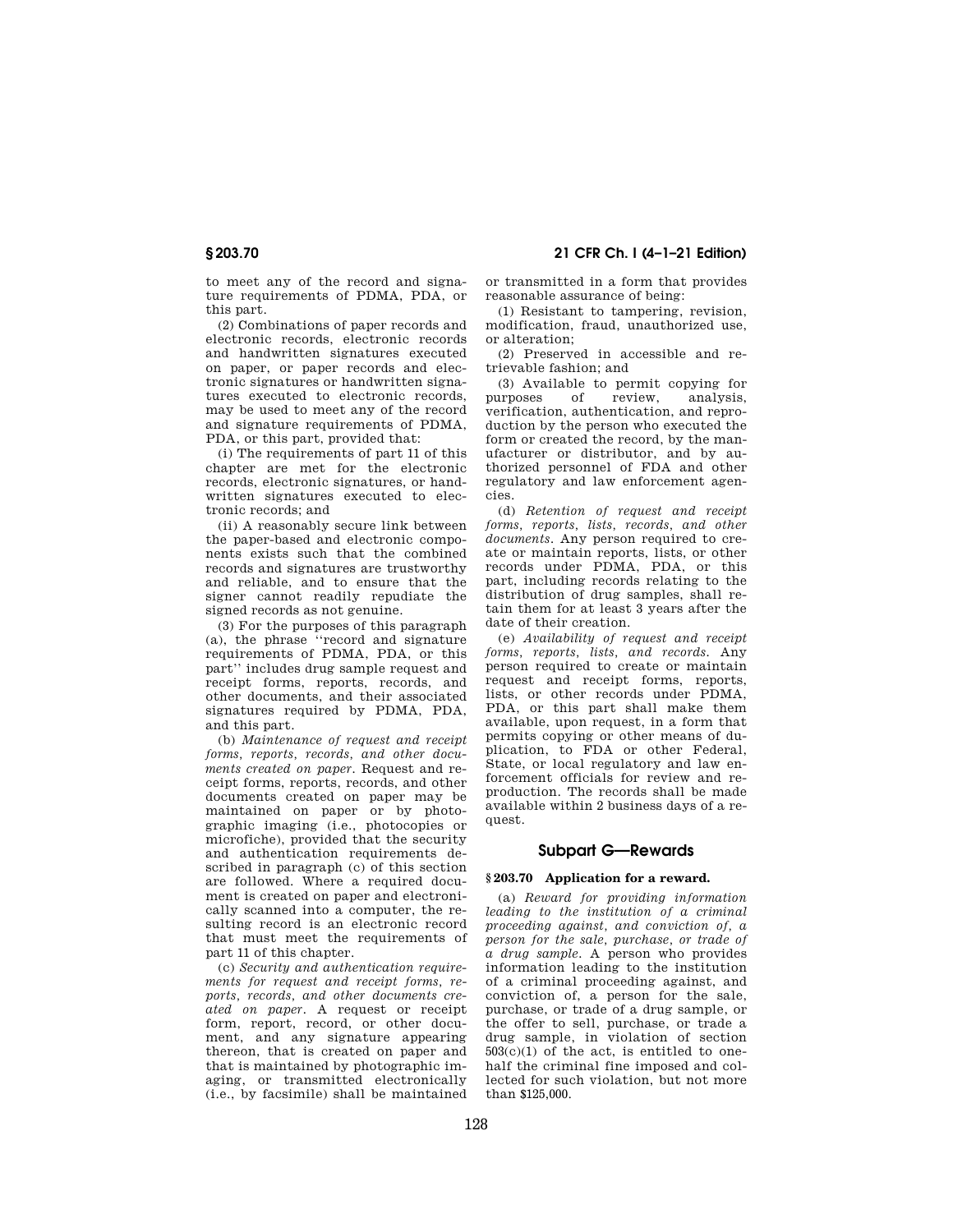to meet any of the record and signature requirements of PDMA, PDA, or this part.

(2) Combinations of paper records and electronic records, electronic records and handwritten signatures executed on paper, or paper records and electronic signatures or handwritten signatures executed to electronic records, may be used to meet any of the record and signature requirements of PDMA, PDA, or this part, provided that:

(i) The requirements of part 11 of this chapter are met for the electronic records, electronic signatures, or handwritten signatures executed to electronic records; and

(ii) A reasonably secure link between the paper-based and electronic components exists such that the combined records and signatures are trustworthy and reliable, and to ensure that the signer cannot readily repudiate the signed records as not genuine.

(3) For the purposes of this paragraph (a), the phrase "record and signature requirements of PDMA, PDA, or this part" includes drug sample request and receipt forms, reports, records, and other documents, and their associated signatures required by PDMA, PDA, and this part.

(b) *Maintenance of request and receipt forms, reports, records, and other documents created on paper.* Request and receipt forms, reports, records, and other documents created on paper may be maintained on paper or by photographic imaging (i.e., photocopies or microfiche), provided that the security and authentication requirements described in paragraph (c) of this section are followed. Where a required document is created on paper and electronically scanned into a computer, the resulting record is an electronic record that must meet the requirements of part 11 of this chapter.

(c) *Security and authentication requirements for request and receipt forms, reports, records, and other documents created on paper.* A request or receipt form, report, record, or other document, and any signature appearing thereon, that is created on paper and that is maintained by photographic imaging, or transmitted electronically (i.e., by facsimile) shall be maintained or transmitted in a form that provides reasonable assurance of being:

(1) Resistant to tampering, revision, modification, fraud, unauthorized use, or alteration;

(2) Preserved in accessible and retrievable fashion; and

(3) Available to permit copying for purposes of review, analysis, verification, authentication, and reproduction by the person who executed the form or created the record, by the manufacturer or distributor, and by authorized personnel of FDA and other regulatory and law enforcement agencies.

(d) *Retention of request and receipt forms, reports, lists, records, and other documents.* Any person required to create or maintain reports, lists, or other records under PDMA, PDA, or this part, including records relating to the distribution of drug samples, shall retain them for at least 3 years after the date of their creation.

(e) *Availability of request and receipt forms, reports, lists, and records.* Any person required to create or maintain request and receipt forms, reports, lists, or other records under PDMA, PDA, or this part shall make them available, upon request, in a form that permits copying or other means of duplication, to FDA or other Federal, State, or local regulatory and law enforcement officials for review and reproduction. The records shall be made available within 2 business days of a request.

## Subpart G—Rewards

### § 203.70 Application for a reward.

(a) *Reward for providing information leading to the institution of a criminal proceeding against, and conviction of, a person for the sale, purchase, or trade of a drug sample.* A person who provides information leading to the institution of a criminal proceeding against, and conviction of, a person for the sale, purchase, or trade of a drug sample, or the offer to sell, purchase, or trade a drug sample, in violation of section 503(c)(1) of the act, is entitled to one-half the criminal fine imposed and collected for such violation, but not more than $125,000.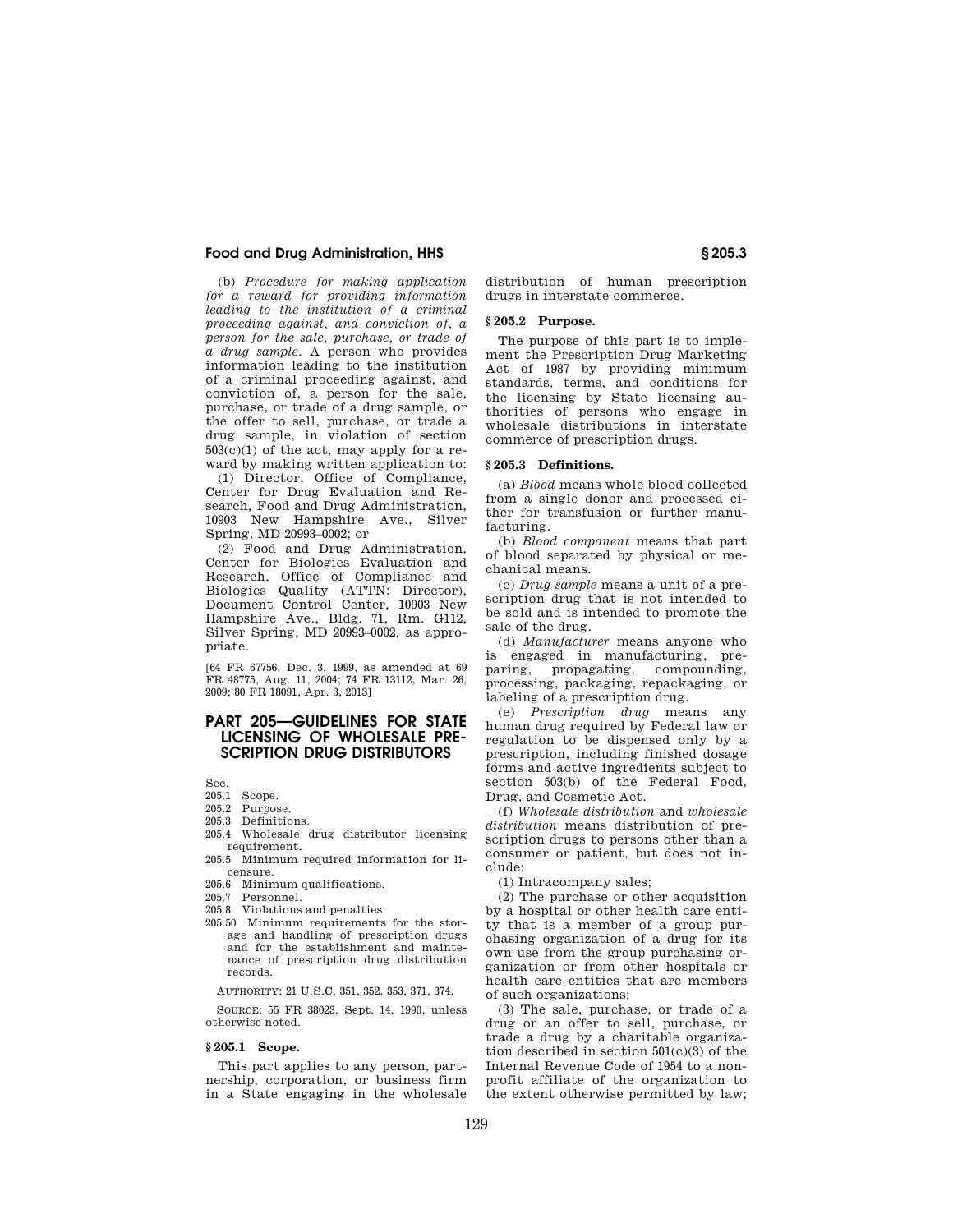(b) *Procedure for making application for a reward for providing information leading to the institution of a criminal proceeding against, and conviction of, a person for the sale, purchase, or trade of a drug sample.* A person who provides information leading to the institution of a criminal proceeding against, and conviction of, a person for the sale, purchase, or trade of a drug sample, or the offer to sell, purchase, or trade a drug sample, in violation of section 503(c)(1) of the act, may apply for a reward by making written application to:

(1) Director, Office of Compliance, Center for Drug Evaluation and Research, Food and Drug Administration, 10903 New Hampshire Ave., Silver Spring, MD 20993–0002; or

(2) Food and Drug Administration, Center for Biologics Evaluation and Research, Office of Compliance and Biologics Quality (ATTN: Director), Document Control Center, 10903 New Hampshire Ave., Bldg. 71, Rm. G112, Silver Spring, MD 20993–0002, as appropriate.

[64 FR 67756, Dec. 3, 1999, as amended at 69 FR 48775, Aug. 11, 2004; 74 FR 13112, Mar. 26, 2009; 80 FR 18091, Apr. 3, 2013]

# PART 205—GUIDELINES FOR STATE LICENSING OF WHOLESALE PRESCRIPTION DRUG DISTRIBUTORS

Sec.
205.1 Scope.
205.2 Purpose.
205.3 Definitions.
205.4 Wholesale drug distributor licensing requirement.
205.5 Minimum required information for licensure.
205.6 Minimum qualifications.
205.7 Personnel.
205.8 Violations and penalties.
205.50 Minimum requirements for the storage and handling of prescription drugs and for the establishment and maintenance of prescription drug distribution records.

AUTHORITY: 21 U.S.C. 351, 352, 353, 371, 374.

SOURCE: 55 FR 38023, Sept. 14, 1990, unless otherwise noted.

## § 205.1 Scope.

This part applies to any person, partnership, corporation, or business firm in a State engaging in the wholesale distribution of human prescription drugs in interstate commerce.

## § 205.2 Purpose.

The purpose of this part is to implement the Prescription Drug Marketing Act of 1987 by providing minimum standards, terms, and conditions for the licensing by State licensing authorities of persons who engage in wholesale distributions in interstate commerce of prescription drugs.

## § 205.3 Definitions.

(a) *Blood* means whole blood collected from a single donor and processed either for transfusion or further manufacturing.

(b) *Blood component* means that part of blood separated by physical or mechanical means.

(c) *Drug sample* means a unit of a prescription drug that is not intended to be sold and is intended to promote the sale of the drug.

(d) *Manufacturer* means anyone who is engaged in manufacturing, preparing, propagating, compounding, processing, packaging, repackaging, or labeling of a prescription drug.

(e) *Prescription drug* means any human drug required by Federal law or regulation to be dispensed only by a prescription, including finished dosage forms and active ingredients subject to section 503(b) of the Federal Food, Drug, and Cosmetic Act.

(f) *Wholesale distribution* and *wholesale distribution* means distribution of prescription drugs to persons other than a consumer or patient, but does not include:

(1) Intracompany sales;

(2) The purchase or other acquisition by a hospital or other health care entity that is a member of a group purchasing organization of a drug for its own use from the group purchasing organization or from other hospitals or health care entities that are members of such organizations;

(3) The sale, purchase, or trade of a drug or an offer to sell, purchase, or trade a drug by a charitable organization described in section 501(c)(3) of the Internal Revenue Code of 1954 to a nonprofit affiliate of the organization to the extent otherwise permitted by law;